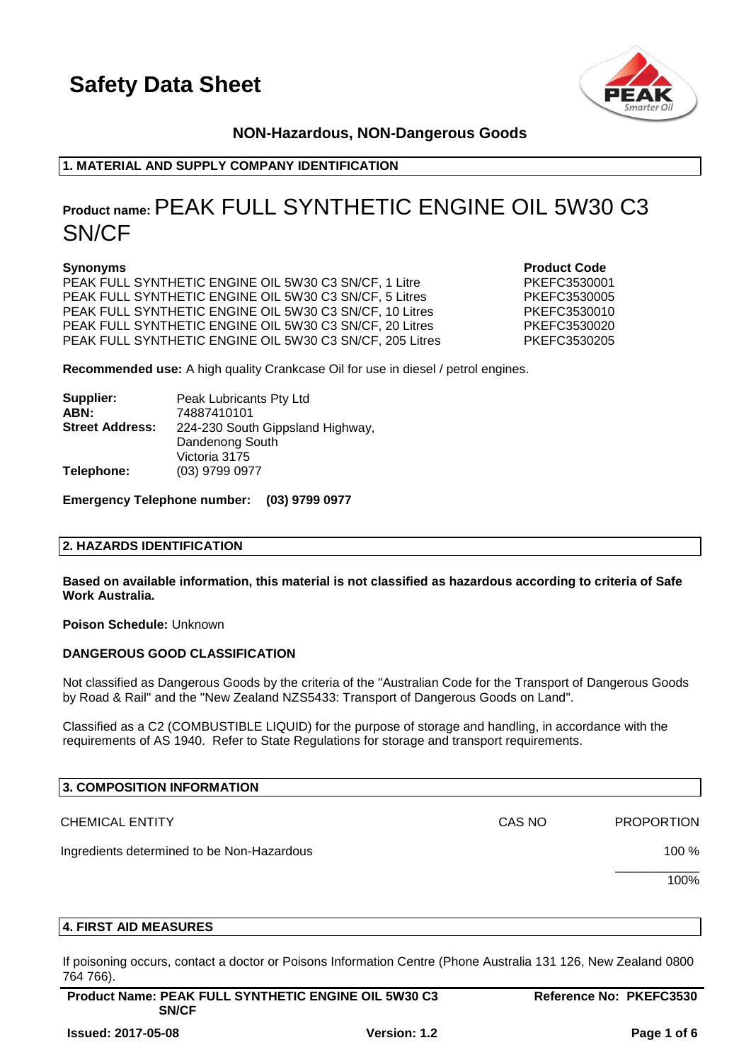# Safety Data Sheet

**NON-Hazardous, NON-Dangerous Goods**

## 1. MATERIAL AND SUPPLY COMPANY IDENTIFICATION

**Product name:** PEAK FULL SYNTHETIC ENGINE OIL 5W30 C3 SN/CF

| **Synonyms** | **Product Code** |
|---|---|
| PEAK FULL SYNTHETIC ENGINE OIL 5W30 C3 SN/CF, 1 Litre | PKEFC3530001 |
| PEAK FULL SYNTHETIC ENGINE OIL 5W30 C3 SN/CF, 5 Litres | PKEFC3530005 |
| PEAK FULL SYNTHETIC ENGINE OIL 5W30 C3 SN/CF, 10 Litres | PKEFC3530010 |
| PEAK FULL SYNTHETIC ENGINE OIL 5W30 C3 SN/CF, 20 Litres | PKEFC3530020 |
| PEAK FULL SYNTHETIC ENGINE OIL 5W30 C3 SN/CF, 205 Litres | PKEFC3530205 |

**Recommended use:** A high quality Crankcase Oil for use in diesel / petrol engines.

**Supplier:** Peak Lubricants Pty Ltd
**ABN:** 74887410101
**Street Address:** 224-230 South Gippsland Highway, Dandenong South Victoria 3175
**Telephone:** (03) 9799 0977

**Emergency Telephone number: (03) 9799 0977**

## 2. HAZARDS IDENTIFICATION

**Based on available information, this material is not classified as hazardous according to criteria of Safe Work Australia.**

**Poison Schedule:** Unknown

**DANGEROUS GOOD CLASSIFICATION**

Not classified as Dangerous Goods by the criteria of the "Australian Code for the Transport of Dangerous Goods by Road & Rail" and the "New Zealand NZS5433: Transport of Dangerous Goods on Land".

Classified as a C2 (COMBUSTIBLE LIQUID) for the purpose of storage and handling, in accordance with the requirements of AS 1940. Refer to State Regulations for storage and transport requirements.

## 3. COMPOSITION INFORMATION

| CHEMICAL ENTITY | CAS NO | PROPORTION |
|---|---|---|
| Ingredients determined to be Non-Hazardous | | 100 % |
| | | 100% |

## 4. FIRST AID MEASURES

If poisoning occurs, contact a doctor or Poisons Information Centre (Phone Australia 131 126, New Zealand 0800 764 766).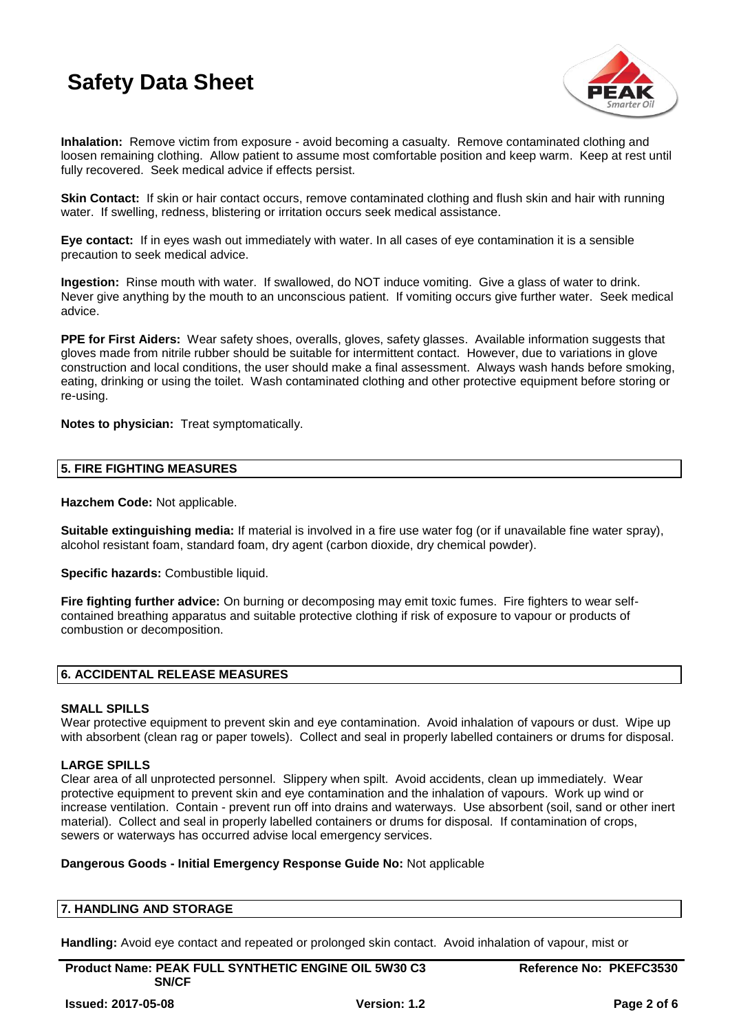**Inhalation:** Remove victim from exposure - avoid becoming a casualty. Remove contaminated clothing and loosen remaining clothing. Allow patient to assume most comfortable position and keep warm. Keep at rest until fully recovered. Seek medical advice if effects persist.

**Skin Contact:** If skin or hair contact occurs, remove contaminated clothing and flush skin and hair with running water. If swelling, redness, blistering or irritation occurs seek medical assistance.

**Eye contact:** If in eyes wash out immediately with water. In all cases of eye contamination it is a sensible precaution to seek medical advice.

**Ingestion:** Rinse mouth with water. If swallowed, do NOT induce vomiting. Give a glass of water to drink. Never give anything by the mouth to an unconscious patient. If vomiting occurs give further water. Seek medical advice.

**PPE for First Aiders:** Wear safety shoes, overalls, gloves, safety glasses. Available information suggests that gloves made from nitrile rubber should be suitable for intermittent contact. However, due to variations in glove construction and local conditions, the user should make a final assessment. Always wash hands before smoking, eating, drinking or using the toilet. Wash contaminated clothing and other protective equipment before storing or re-using.

**Notes to physician:** Treat symptomatically.

## 5. FIRE FIGHTING MEASURES

**Hazchem Code:** Not applicable.

**Suitable extinguishing media:** If material is involved in a fire use water fog (or if unavailable fine water spray), alcohol resistant foam, standard foam, dry agent (carbon dioxide, dry chemical powder).

**Specific hazards:** Combustible liquid.

**Fire fighting further advice:** On burning or decomposing may emit toxic fumes. Fire fighters to wear self-contained breathing apparatus and suitable protective clothing if risk of exposure to vapour or products of combustion or decomposition.

## 6. ACCIDENTAL RELEASE MEASURES

### SMALL SPILLS

Wear protective equipment to prevent skin and eye contamination. Avoid inhalation of vapours or dust. Wipe up with absorbent (clean rag or paper towels). Collect and seal in properly labelled containers or drums for disposal.

### LARGE SPILLS

Clear area of all unprotected personnel. Slippery when spilt. Avoid accidents, clean up immediately. Wear protective equipment to prevent skin and eye contamination and the inhalation of vapours. Work up wind or increase ventilation. Contain - prevent run off into drains and waterways. Use absorbent (soil, sand or other inert material). Collect and seal in properly labelled containers or drums for disposal. If contamination of crops, sewers or waterways has occurred advise local emergency services.

**Dangerous Goods - Initial Emergency Response Guide No:** Not applicable

## 7. HANDLING AND STORAGE

**Handling:** Avoid eye contact and repeated or prolonged skin contact. Avoid inhalation of vapour, mist or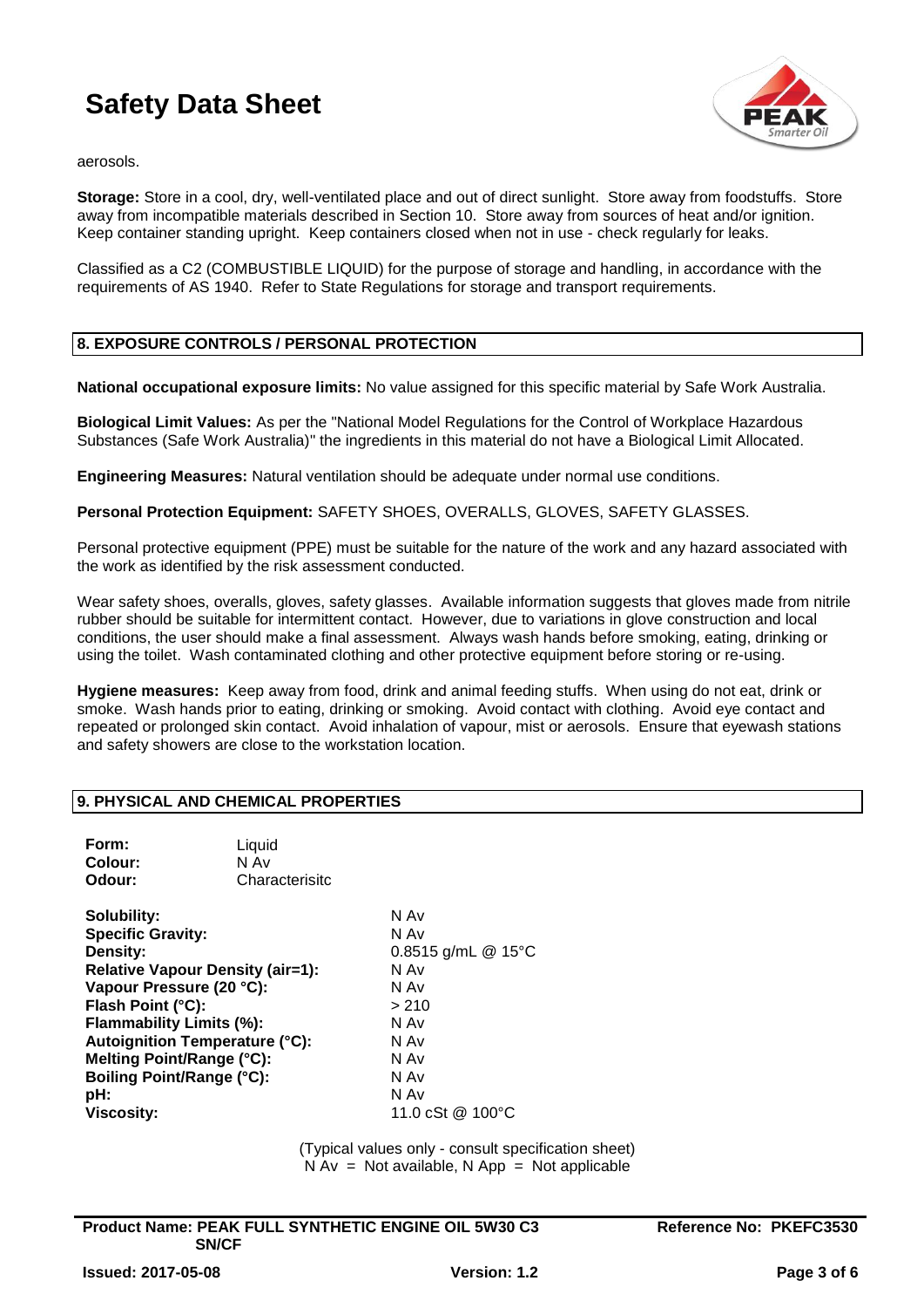aerosols.

**Storage:** Store in a cool, dry, well-ventilated place and out of direct sunlight. Store away from foodstuffs. Store away from incompatible materials described in Section 10. Store away from sources of heat and/or ignition. Keep container standing upright. Keep containers closed when not in use - check regularly for leaks.

Classified as a C2 (COMBUSTIBLE LIQUID) for the purpose of storage and handling, in accordance with the requirements of AS 1940. Refer to State Regulations for storage and transport requirements.

## 8. EXPOSURE CONTROLS / PERSONAL PROTECTION

**National occupational exposure limits:** No value assigned for this specific material by Safe Work Australia.

**Biological Limit Values:** As per the "National Model Regulations for the Control of Workplace Hazardous Substances (Safe Work Australia)" the ingredients in this material do not have a Biological Limit Allocated.

**Engineering Measures:** Natural ventilation should be adequate under normal use conditions.

**Personal Protection Equipment:** SAFETY SHOES, OVERALLS, GLOVES, SAFETY GLASSES.

Personal protective equipment (PPE) must be suitable for the nature of the work and any hazard associated with the work as identified by the risk assessment conducted.

Wear safety shoes, overalls, gloves, safety glasses. Available information suggests that gloves made from nitrile rubber should be suitable for intermittent contact. However, due to variations in glove construction and local conditions, the user should make a final assessment. Always wash hands before smoking, eating, drinking or using the toilet. Wash contaminated clothing and other protective equipment before storing or re-using.

**Hygiene measures:** Keep away from food, drink and animal feeding stuffs. When using do not eat, drink or smoke. Wash hands prior to eating, drinking or smoking. Avoid contact with clothing. Avoid eye contact and repeated or prolonged skin contact. Avoid inhalation of vapour, mist or aerosols. Ensure that eyewash stations and safety showers are close to the workstation location.

## 9. PHYSICAL AND CHEMICAL PROPERTIES

| | |
|---|---|
| **Form:** | Liquid |
| **Colour:** | N Av |
| **Odour:** | Characterisitc |

| | |
|---|---|
| **Solubility:** | N Av |
| **Specific Gravity:** | N Av |
| **Density:** | 0.8515 g/mL @ 15°C |
| **Relative Vapour Density (air=1):** | N Av |
| **Vapour Pressure (20 °C):** | N Av |
| **Flash Point (°C):** | > 210 |
| **Flammability Limits (%):** | N Av |
| **Autoignition Temperature (°C):** | N Av |
| **Melting Point/Range (°C):** | N Av |
| **Boiling Point/Range (°C):** | N Av |
| **pH:** | N Av |
| **Viscosity:** | 11.0 cSt @ 100°C |

(Typical values only - consult specification sheet)
N Av = Not available, N App = Not applicable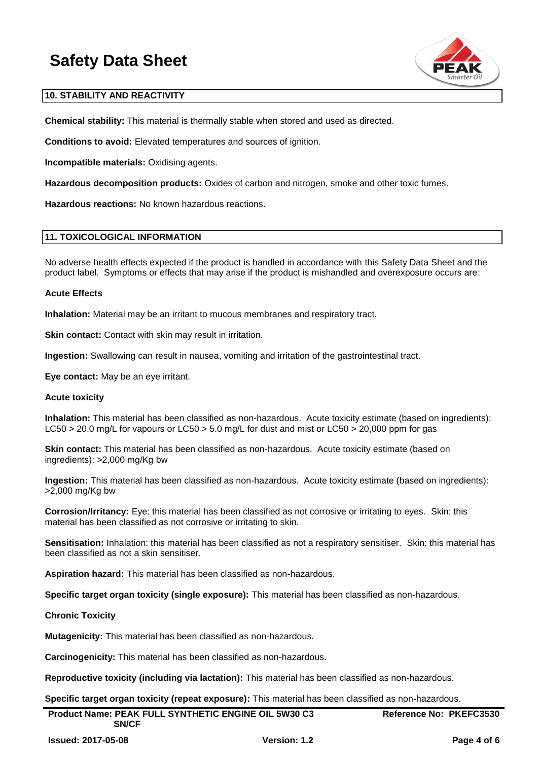## 10. STABILITY AND REACTIVITY

**Chemical stability:** This material is thermally stable when stored and used as directed.

**Conditions to avoid:** Elevated temperatures and sources of ignition.

**Incompatible materials:** Oxidising agents.

**Hazardous decomposition products:** Oxides of carbon and nitrogen, smoke and other toxic fumes.

**Hazardous reactions:** No known hazardous reactions.

## 11. TOXICOLOGICAL INFORMATION

No adverse health effects expected if the product is handled in accordance with this Safety Data Sheet and the product label. Symptoms or effects that may arise if the product is mishandled and overexposure occurs are:

**Acute Effects**

**Inhalation:** Material may be an irritant to mucous membranes and respiratory tract.

**Skin contact:** Contact with skin may result in irritation.

**Ingestion:** Swallowing can result in nausea, vomiting and irritation of the gastrointestinal tract.

**Eye contact:** May be an eye irritant.

**Acute toxicity**

**Inhalation:** This material has been classified as non-hazardous. Acute toxicity estimate (based on ingredients): LC50 > 20.0 mg/L for vapours or LC50 > 5.0 mg/L for dust and mist or LC50 > 20,000 ppm for gas

**Skin contact:** This material has been classified as non-hazardous. Acute toxicity estimate (based on ingredients): >2,000 mg/Kg bw

**Ingestion:** This material has been classified as non-hazardous. Acute toxicity estimate (based on ingredients): >2,000 mg/Kg bw

**Corrosion/Irritancy:** Eye: this material has been classified as not corrosive or irritating to eyes. Skin: this material has been classified as not corrosive or irritating to skin.

**Sensitisation:** Inhalation: this material has been classified as not a respiratory sensitiser. Skin: this material has been classified as not a skin sensitiser.

**Aspiration hazard:** This material has been classified as non-hazardous.

**Specific target organ toxicity (single exposure):** This material has been classified as non-hazardous.

**Chronic Toxicity**

**Mutagenicity:** This material has been classified as non-hazardous.

**Carcinogenicity:** This material has been classified as non-hazardous.

**Reproductive toxicity (including via lactation):** This material has been classified as non-hazardous.

**Specific target organ toxicity (repeat exposure):** This material has been classified as non-hazardous.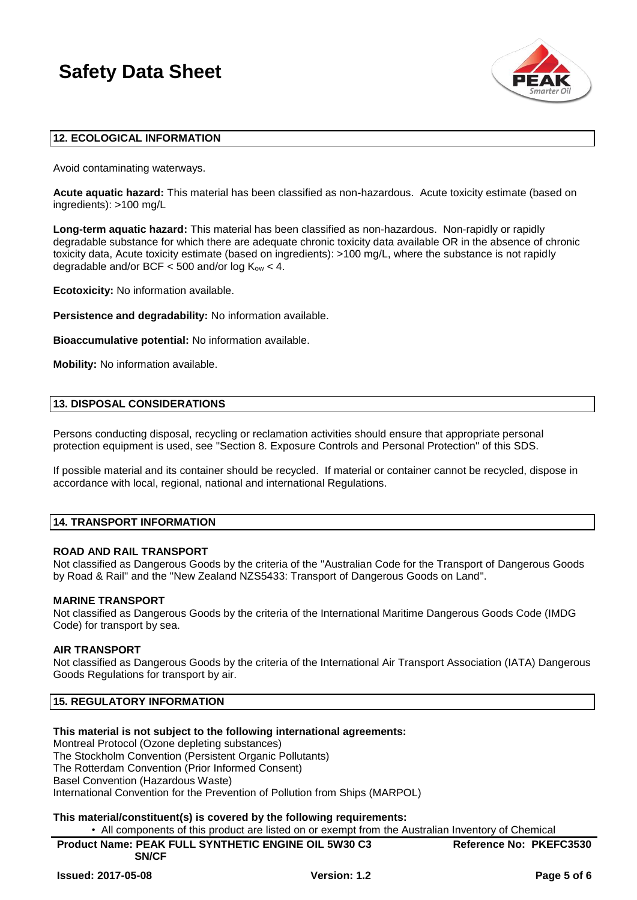## 12. ECOLOGICAL INFORMATION

Avoid contaminating waterways.

**Acute aquatic hazard:** This material has been classified as non-hazardous. Acute toxicity estimate (based on ingredients): >100 mg/L

**Long-term aquatic hazard:** This material has been classified as non-hazardous. Non-rapidly or rapidly degradable substance for which there are adequate chronic toxicity data available OR in the absence of chronic toxicity data, Acute toxicity estimate (based on ingredients): >100 mg/L, where the substance is not rapidly degradable and/or BCF < 500 and/or log $K_{ow}$ < 4.

**Ecotoxicity:** No information available.

**Persistence and degradability:** No information available.

**Bioaccumulative potential:** No information available.

**Mobility:** No information available.

## 13. DISPOSAL CONSIDERATIONS

Persons conducting disposal, recycling or reclamation activities should ensure that appropriate personal protection equipment is used, see "Section 8. Exposure Controls and Personal Protection" of this SDS.

If possible material and its container should be recycled. If material or container cannot be recycled, dispose in accordance with local, regional, national and international Regulations.

## 14. TRANSPORT INFORMATION

**ROAD AND RAIL TRANSPORT**
Not classified as Dangerous Goods by the criteria of the "Australian Code for the Transport of Dangerous Goods by Road & Rail" and the "New Zealand NZS5433: Transport of Dangerous Goods on Land".

**MARINE TRANSPORT**
Not classified as Dangerous Goods by the criteria of the International Maritime Dangerous Goods Code (IMDG Code) for transport by sea.

**AIR TRANSPORT**
Not classified as Dangerous Goods by the criteria of the International Air Transport Association (IATA) Dangerous Goods Regulations for transport by air.

## 15. REGULATORY INFORMATION

**This material is not subject to the following international agreements:**
Montreal Protocol (Ozone depleting substances)
The Stockholm Convention (Persistent Organic Pollutants)
The Rotterdam Convention (Prior Informed Consent)
Basel Convention (Hazardous Waste)
International Convention for the Prevention of Pollution from Ships (MARPOL)

**This material/constituent(s) is covered by the following requirements:**

- All components of this product are listed on or exempt from the Australian Inventory of Chemical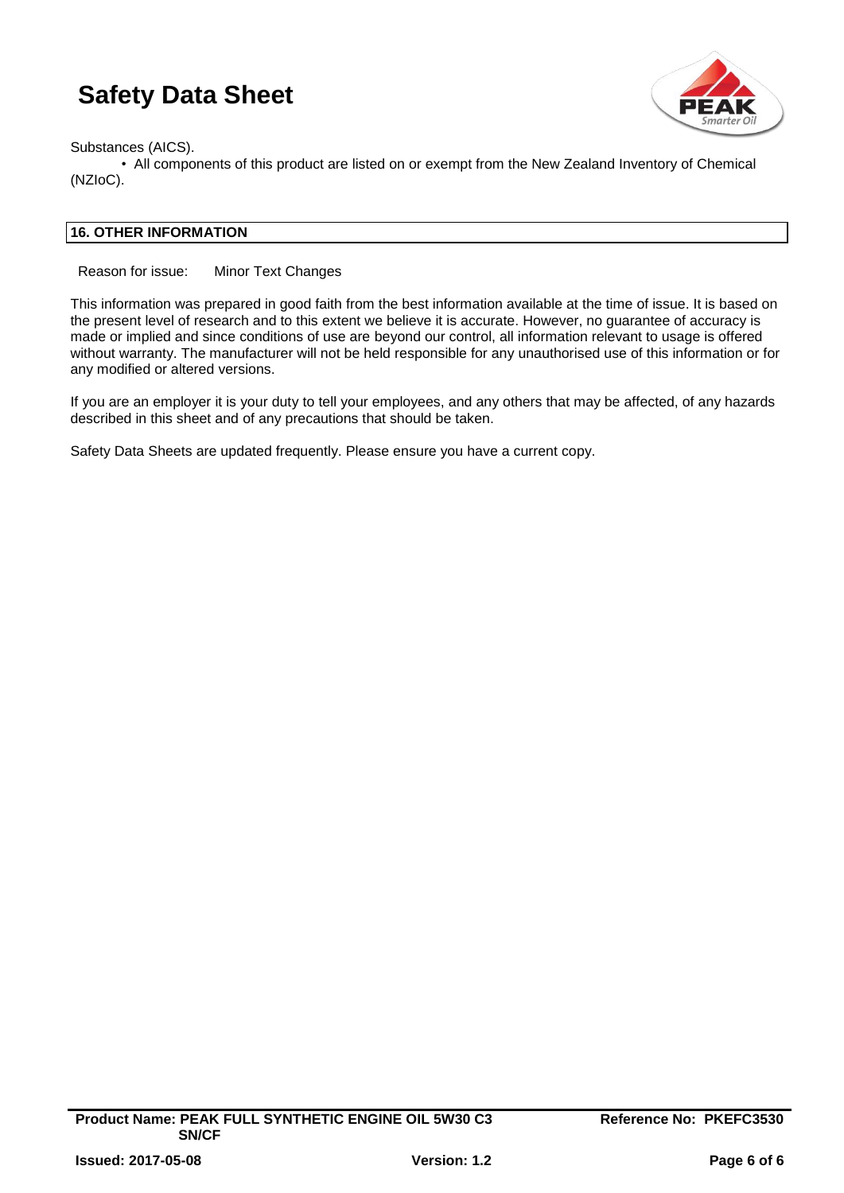Substances (AICS).

• All components of this product are listed on or exempt from the New Zealand Inventory of Chemical (NZIoC).

## 16. OTHER INFORMATION

Reason for issue: Minor Text Changes

This information was prepared in good faith from the best information available at the time of issue. It is based on the present level of research and to this extent we believe it is accurate. However, no guarantee of accuracy is made or implied and since conditions of use are beyond our control, all information relevant to usage is offered without warranty. The manufacturer will not be held responsible for any unauthorised use of this information or for any modified or altered versions.

If you are an employer it is your duty to tell your employees, and any others that may be affected, of any hazards described in this sheet and of any precautions that should be taken.

Safety Data Sheets are updated frequently. Please ensure you have a current copy.